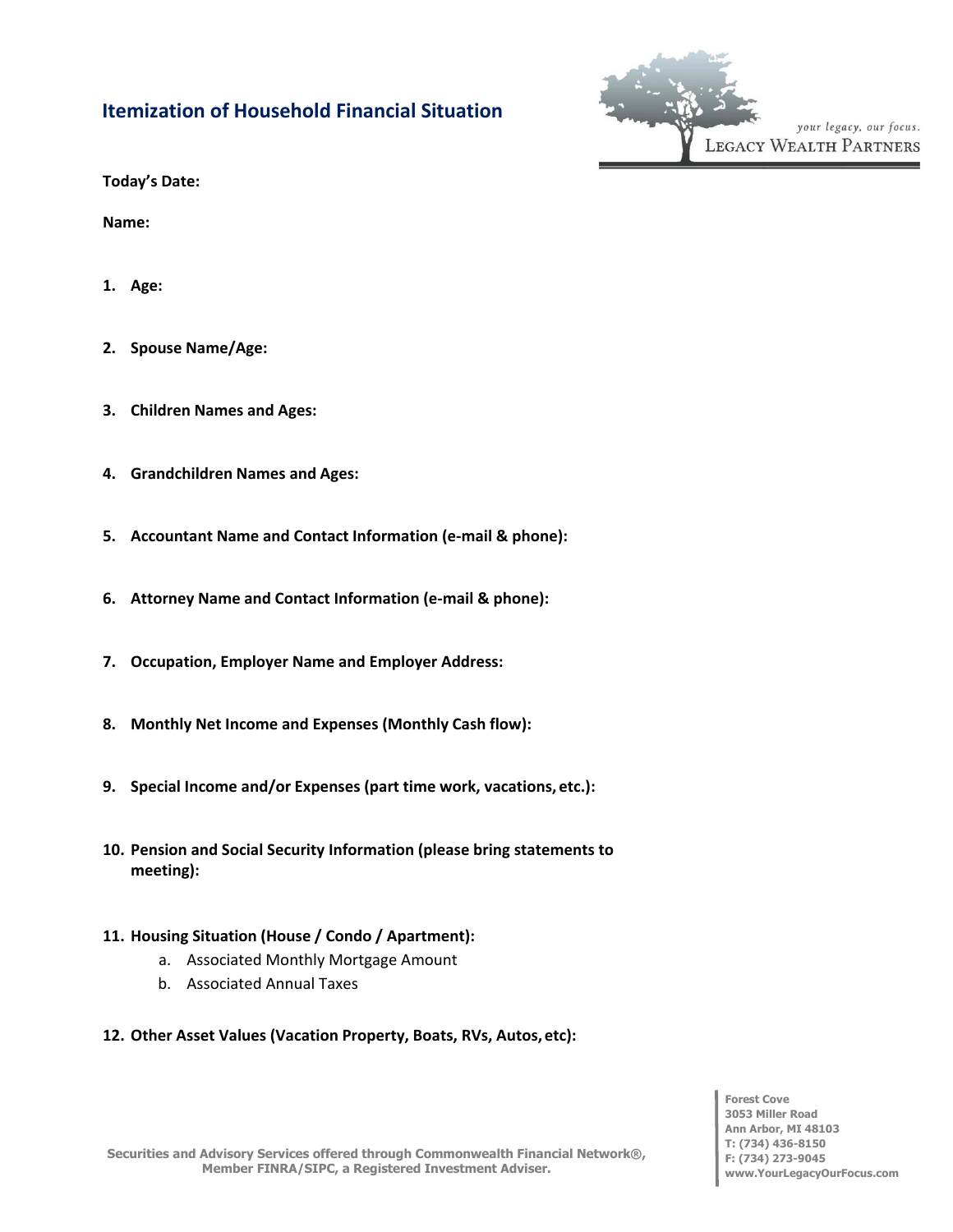# Itemization of Household Financial Situation

*your legacy, our focus.*

LEGACY WEALTH PARTNERS

**Today's Date:**

**Name:**

1. **Age:**

2. **Spouse Name/Age:**

3. **Children Names and Ages:**

4. **Grandchildren Names and Ages:**

5. **Accountant Name and Contact Information (e-mail & phone):**

6. **Attorney Name and Contact Information (e-mail & phone):**

7. **Occupation, Employer Name and Employer Address:**

8. **Monthly Net Income and Expenses (Monthly Cash flow):**

9. **Special Income and/or Expenses (part time work, vacations, etc.):**

10. **Pension and Social Security Information (please bring statements to meeting):**

11. **Housing Situation (House / Condo / Apartment):**
    a. Associated Monthly Mortgage Amount
    b. Associated Annual Taxes

12. **Other Asset Values (Vacation Property, Boats, RVs, Autos, etc):**

Securities and Advisory Services offered through Commonwealth Financial Network®, Member FINRA/SIPC, a Registered Investment Adviser.

Forest Cove
3053 Miller Road
Ann Arbor, MI 48103
T: (734) 436-8150
F: (734) 273-9045
www.YourLegacyOurFocus.com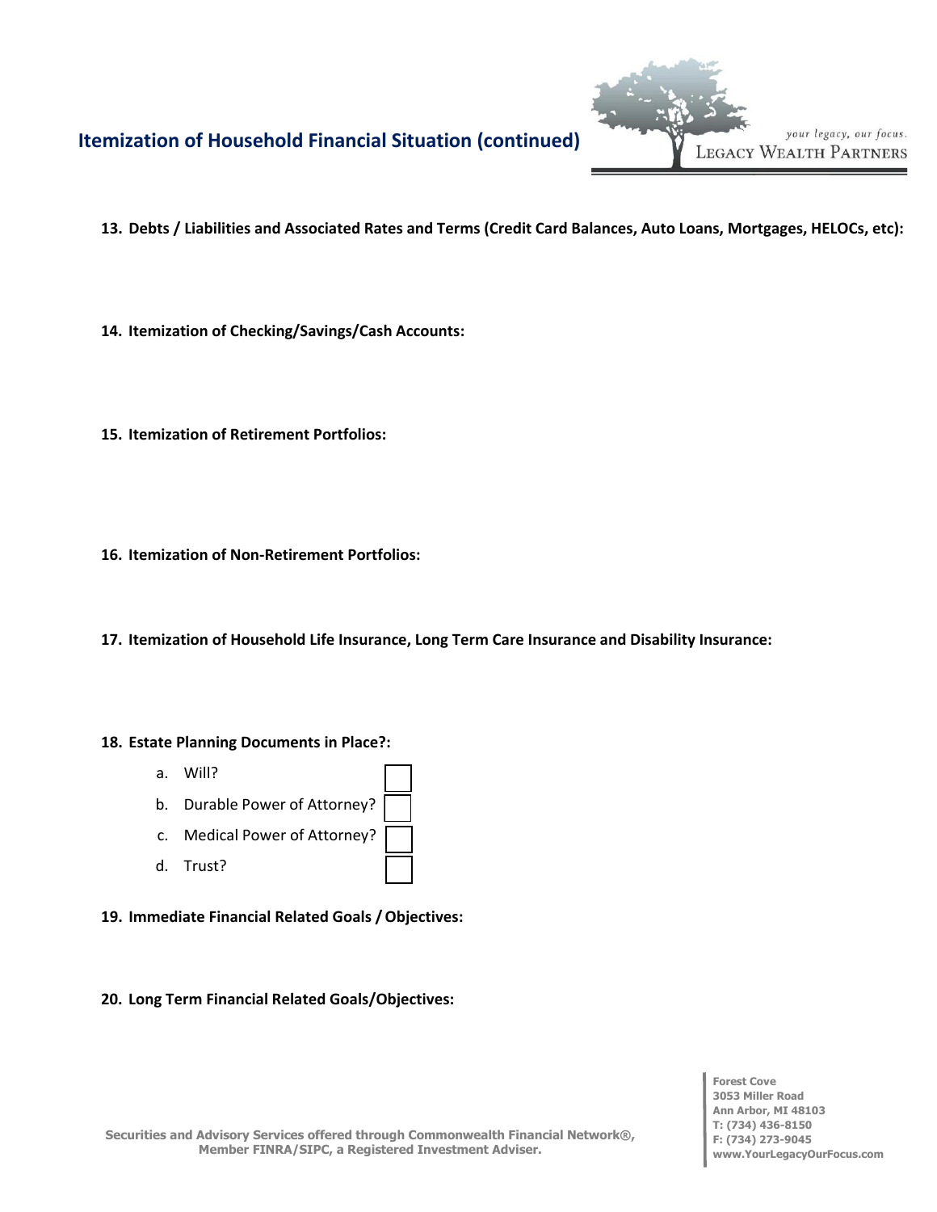## Itemization of Household Financial Situation (continued)

13. **Debts / Liabilities and Associated Rates and Terms (Credit Card Balances, Auto Loans, Mortgages, HELOCs, etc):**

14. **Itemization of Checking/Savings/Cash Accounts:**

15. **Itemization of Retirement Portfolios:**

16. **Itemization of Non-Retirement Portfolios:**

17. **Itemization of Household Life Insurance, Long Term Care Insurance and Disability Insurance:**

18. **Estate Planning Documents in Place?:**
    a. Will? ☐
    b. Durable Power of Attorney? ☐
    c. Medical Power of Attorney? ☐
    d. Trust? ☐

19. **Immediate Financial Related Goals / Objectives:**

20. **Long Term Financial Related Goals/Objectives:**

Securities and Advisory Services offered through Commonwealth Financial Network®, Member FINRA/SIPC, a Registered Investment Adviser.

Forest Cove
3053 Miller Road
Ann Arbor, MI 48103
T: (734) 436-8150
F: (734) 273-9045
www.YourLegacyOurFocus.com